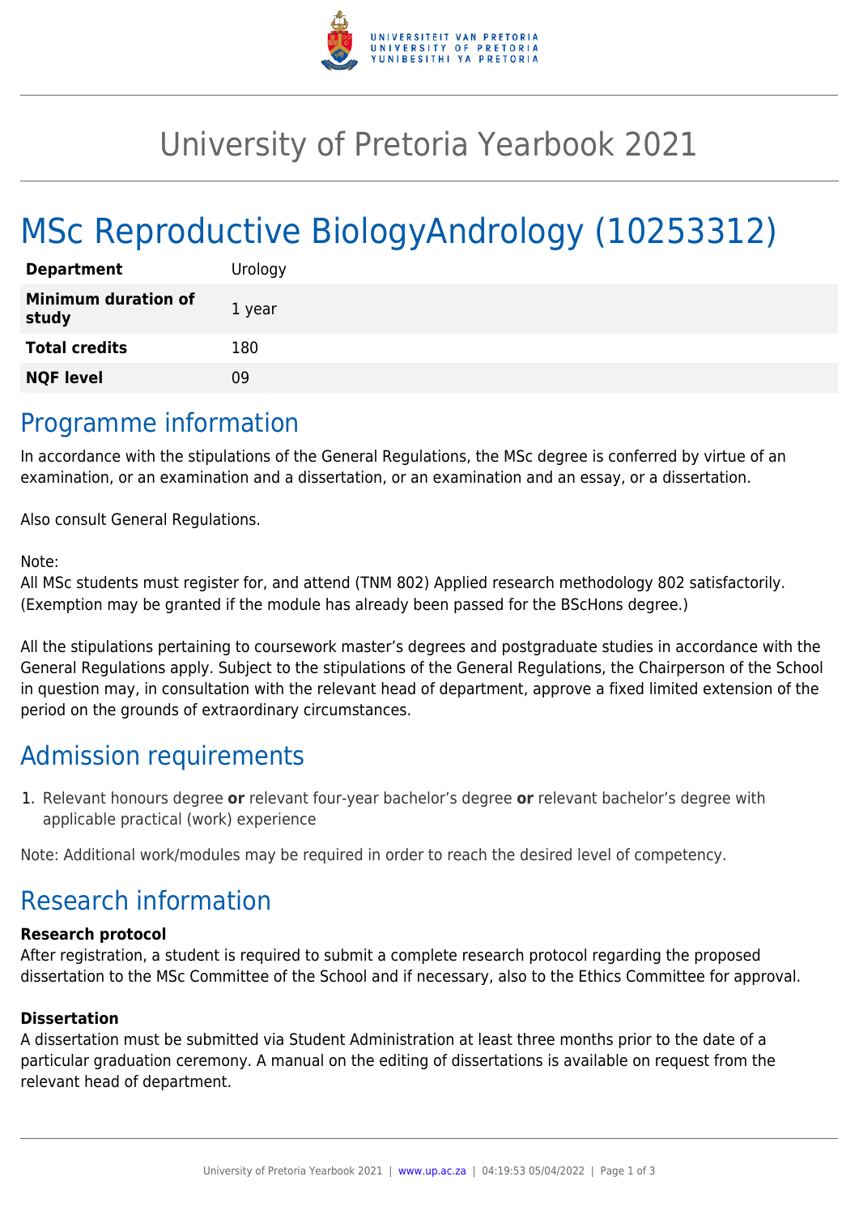# University of Pretoria Yearbook 2021

# MSc Reproductive BiologyAndrology (10253312)

| Department | Urology |
|---|---|
| **Minimum duration of study** | 1 year |
| **Total credits** | 180 |
| **NQF level** | 09 |

## Programme information

In accordance with the stipulations of the General Regulations, the MSc degree is conferred by virtue of an examination, or an examination and a dissertation, or an examination and an essay, or a dissertation.

Also consult General Regulations.

Note:
All MSc students must register for, and attend (TNM 802) Applied research methodology 802 satisfactorily. (Exemption may be granted if the module has already been passed for the BScHons degree.)

All the stipulations pertaining to coursework master's degrees and postgraduate studies in accordance with the General Regulations apply. Subject to the stipulations of the General Regulations, the Chairperson of the School in question may, in consultation with the relevant head of department, approve a fixed limited extension of the period on the grounds of extraordinary circumstances.

## Admission requirements

1. Relevant honours degree **or** relevant four-year bachelor's degree **or** relevant bachelor's degree with applicable practical (work) experience

Note: Additional work/modules may be required in order to reach the desired level of competency.

## Research information

### Research protocol

After registration, a student is required to submit a complete research protocol regarding the proposed dissertation to the MSc Committee of the School and if necessary, also to the Ethics Committee for approval.

### Dissertation

A dissertation must be submitted via Student Administration at least three months prior to the date of a particular graduation ceremony. A manual on the editing of dissertations is available on request from the relevant head of department.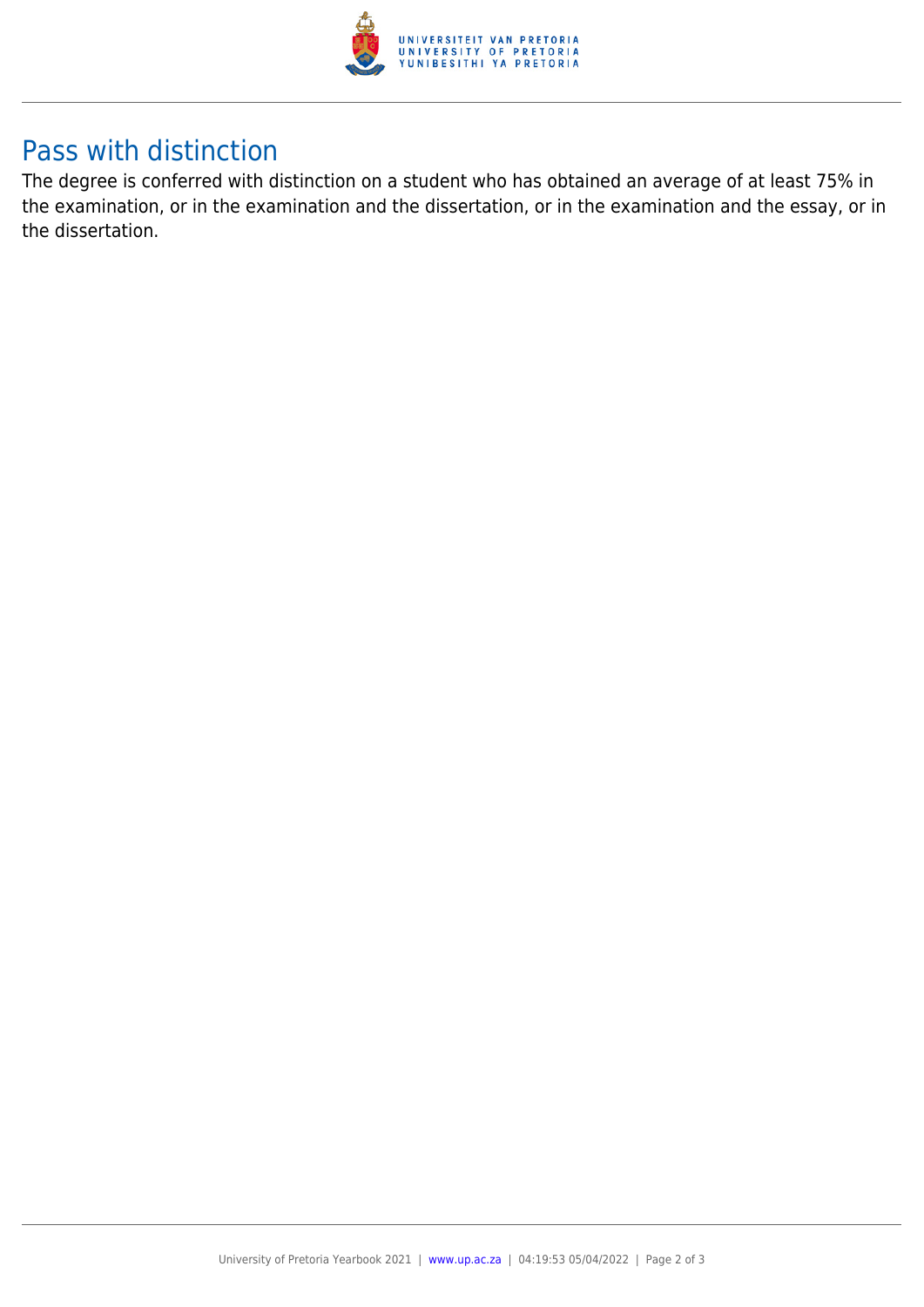## Pass with distinction

The degree is conferred with distinction on a student who has obtained an average of at least 75% in the examination, or in the examination and the dissertation, or in the examination and the essay, or in the dissertation.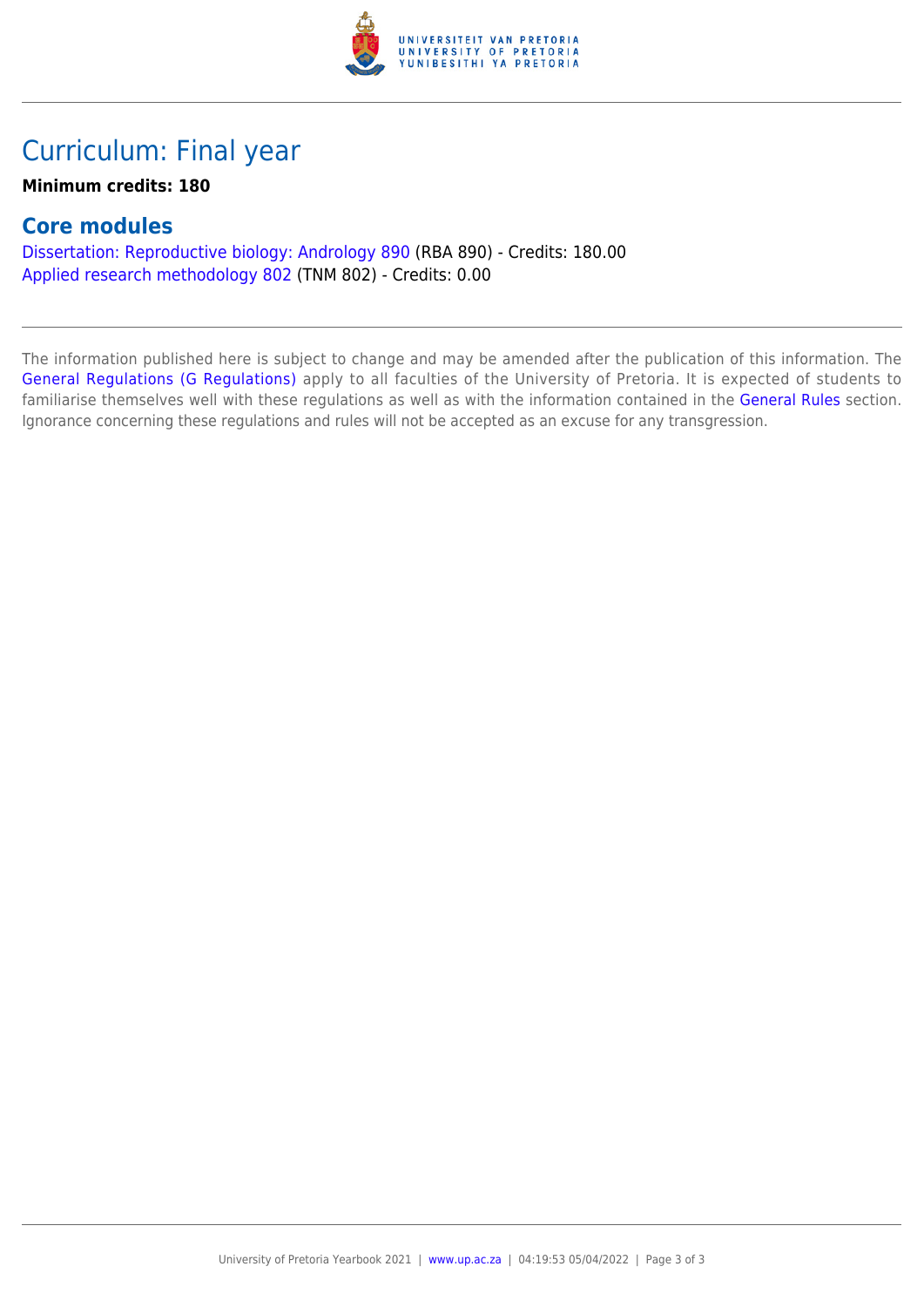# Curriculum: Final year

**Minimum credits: 180**

## Core modules

Dissertation: Reproductive biology: Andrology 890 (RBA 890) - Credits: 180.00
Applied research methodology 802 (TNM 802) - Credits: 0.00

The information published here is subject to change and may be amended after the publication of this information. The General Regulations (G Regulations) apply to all faculties of the University of Pretoria. It is expected of students to familiarise themselves well with these regulations as well as with the information contained in the General Rules section. Ignorance concerning these regulations and rules will not be accepted as an excuse for any transgression.